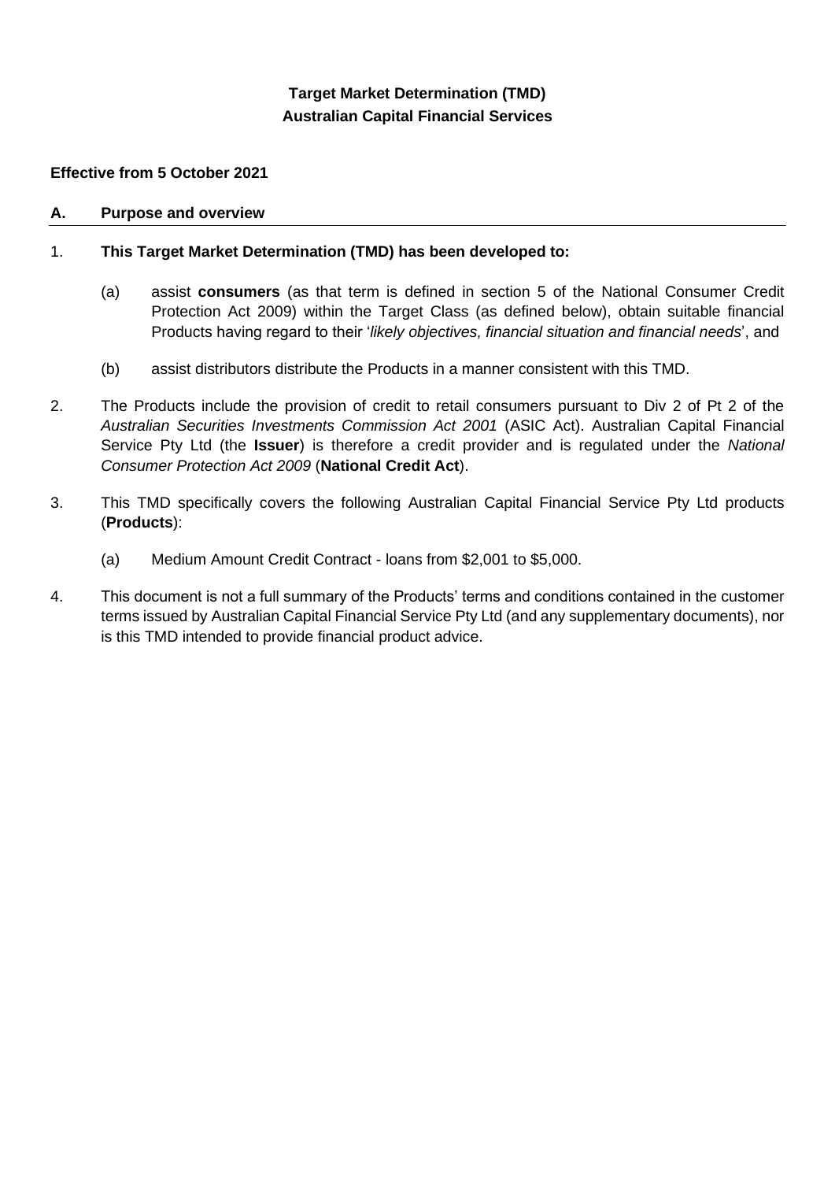# Target Market Determination (TMD)
# Australian Capital Financial Services

**Effective from 5 October 2021**

## A. Purpose and overview

1. **This Target Market Determination (TMD) has been developed to:**

   (a) assist **consumers** (as that term is defined in section 5 of the National Consumer Credit Protection Act 2009) within the Target Class (as defined below), obtain suitable financial Products having regard to their '*likely objectives, financial situation and financial needs*', and

   (b) assist distributors distribute the Products in a manner consistent with this TMD.

2. The Products include the provision of credit to retail consumers pursuant to Div 2 of Pt 2 of the *Australian Securities Investments Commission Act 2001* (ASIC Act). Australian Capital Financial Service Pty Ltd (the **Issuer**) is therefore a credit provider and is regulated under the *National Consumer Protection Act 2009* (**National Credit Act**).

3. This TMD specifically covers the following Australian Capital Financial Service Pty Ltd products (**Products**):

   (a) Medium Amount Credit Contract - loans from $2,001 to $5,000.

4. This document is not a full summary of the Products' terms and conditions contained in the customer terms issued by Australian Capital Financial Service Pty Ltd (and any supplementary documents), nor is this TMD intended to provide financial product advice.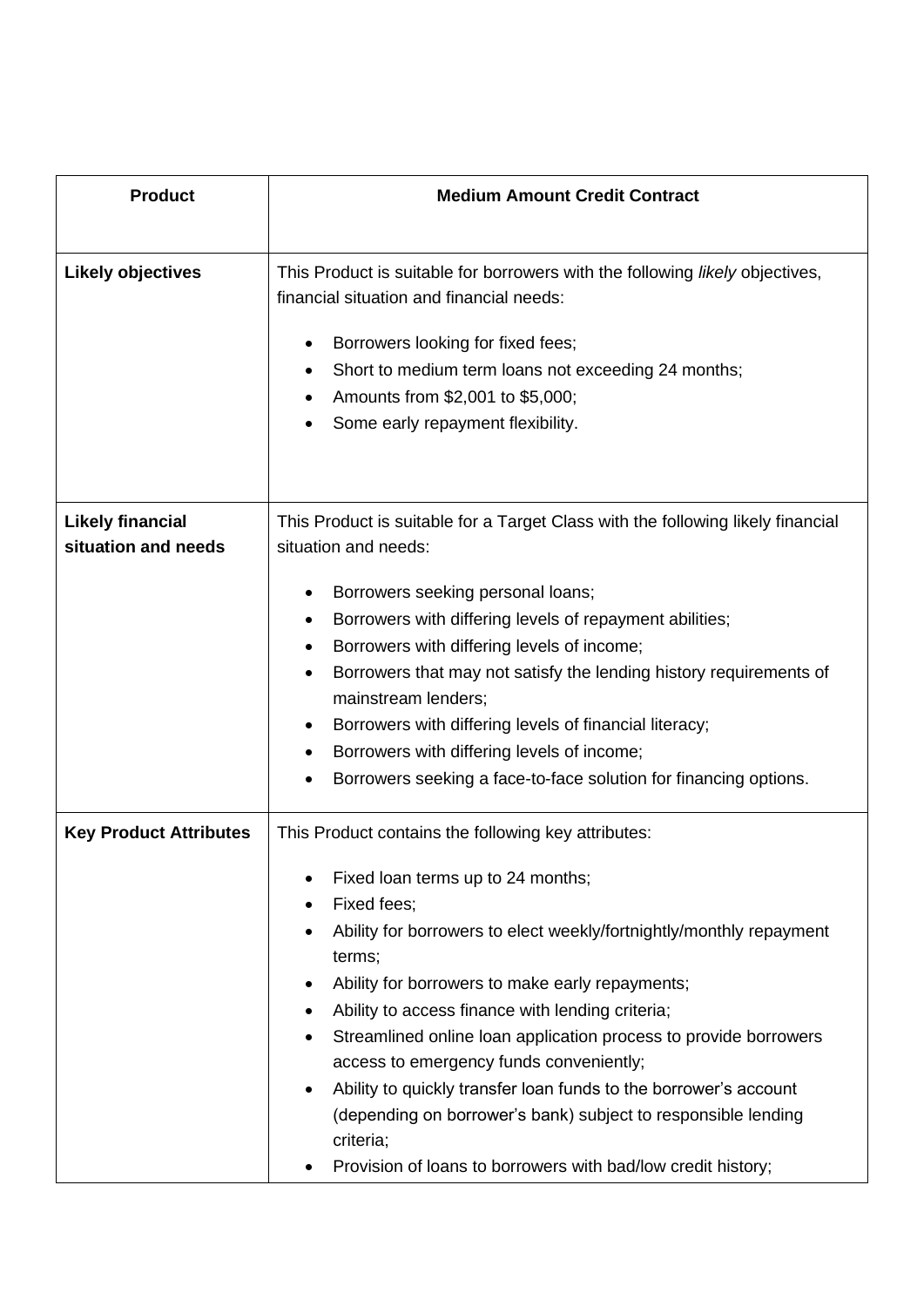| **Product** | **Medium Amount Credit Contract** |
|---|---|
| **Likely objectives** | This Product is suitable for borrowers with the following *likely* objectives, financial situation and financial needs:<br><br>• Borrowers looking for fixed fees;<br>• Short to medium term loans not exceeding 24 months;<br>• Amounts from $2,001 to $5,000;<br>• Some early repayment flexibility. |
| **Likely financial situation and needs** | This Product is suitable for a Target Class with the following likely financial situation and needs:<br><br>• Borrowers seeking personal loans;<br>• Borrowers with differing levels of repayment abilities;<br>• Borrowers with differing levels of income;<br>• Borrowers that may not satisfy the lending history requirements of mainstream lenders;<br>• Borrowers with differing levels of financial literacy;<br>• Borrowers with differing levels of income;<br>• Borrowers seeking a face-to-face solution for financing options. |
| **Key Product Attributes** | This Product contains the following key attributes:<br><br>• Fixed loan terms up to 24 months;<br>• Fixed fees;<br>• Ability for borrowers to elect weekly/fortnightly/monthly repayment terms;<br>• Ability for borrowers to make early repayments;<br>• Ability to access finance with lending criteria;<br>• Streamlined online loan application process to provide borrowers access to emergency funds conveniently;<br>• Ability to quickly transfer loan funds to the borrower's account (depending on borrower's bank) subject to responsible lending criteria;<br>• Provision of loans to borrowers with bad/low credit history; |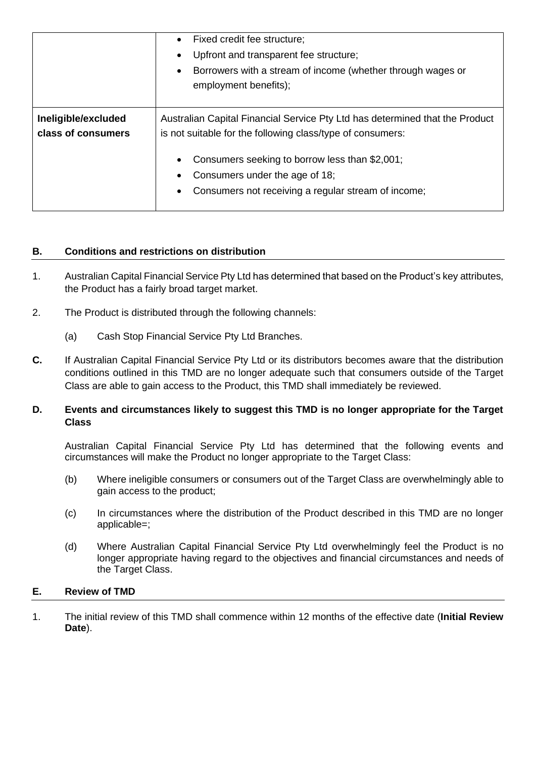| | |
|---|---|
| | • Fixed credit fee structure;<br>• Upfront and transparent fee structure;<br>• Borrowers with a stream of income (whether through wages or employment benefits); |
| **Ineligible/excluded class of consumers** | Australian Capital Financial Service Pty Ltd has determined that the Product is not suitable for the following class/type of consumers:<br>• Consumers seeking to borrow less than $2,001;<br>• Consumers under the age of 18;<br>• Consumers not receiving a regular stream of income; |

## B. Conditions and restrictions on distribution

1. Australian Capital Financial Service Pty Ltd has determined that based on the Product's key attributes, the Product has a fairly broad target market.

2. The Product is distributed through the following channels:

   (a) Cash Stop Financial Service Pty Ltd Branches.

**C.** If Australian Capital Financial Service Pty Ltd or its distributors becomes aware that the distribution conditions outlined in this TMD are no longer adequate such that consumers outside of the Target Class are able to gain access to the Product, this TMD shall immediately be reviewed.

## D. Events and circumstances likely to suggest this TMD is no longer appropriate for the Target Class

Australian Capital Financial Service Pty Ltd has determined that the following events and circumstances will make the Product no longer appropriate to the Target Class:

(b) Where ineligible consumers or consumers out of the Target Class are overwhelmingly able to gain access to the product;

(c) In circumstances where the distribution of the Product described in this TMD are no longer applicable=;

(d) Where Australian Capital Financial Service Pty Ltd overwhelmingly feel the Product is no longer appropriate having regard to the objectives and financial circumstances and needs of the Target Class.

## E. Review of TMD

1. The initial review of this TMD shall commence within 12 months of the effective date (**Initial Review Date**).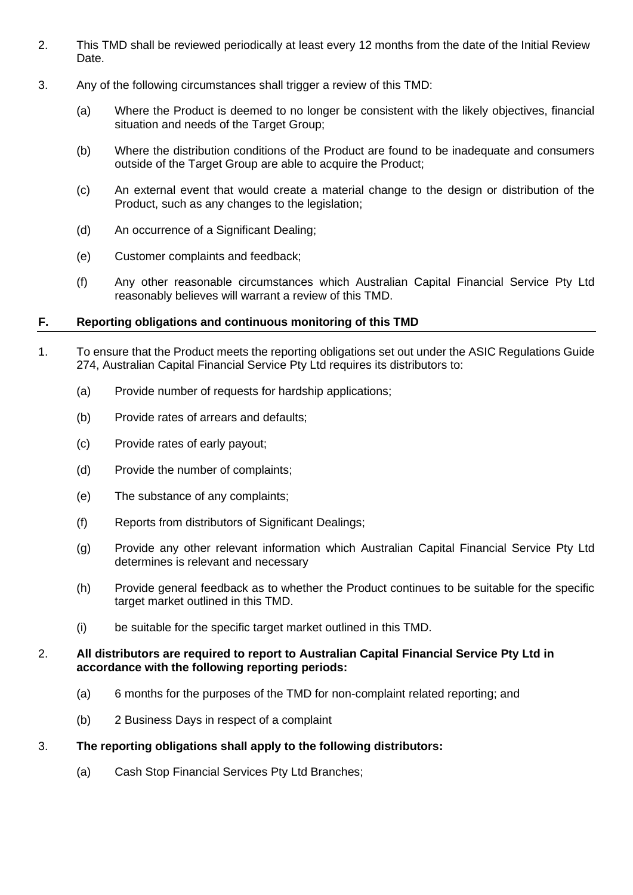2. This TMD shall be reviewed periodically at least every 12 months from the date of the Initial Review Date.

3. Any of the following circumstances shall trigger a review of this TMD:

   (a) Where the Product is deemed to no longer be consistent with the likely objectives, financial situation and needs of the Target Group;

   (b) Where the distribution conditions of the Product are found to be inadequate and consumers outside of the Target Group are able to acquire the Product;

   (c) An external event that would create a material change to the design or distribution of the Product, such as any changes to the legislation;

   (d) An occurrence of a Significant Dealing;

   (e) Customer complaints and feedback;

   (f) Any other reasonable circumstances which Australian Capital Financial Service Pty Ltd reasonably believes will warrant a review of this TMD.

## F. Reporting obligations and continuous monitoring of this TMD

1. To ensure that the Product meets the reporting obligations set out under the ASIC Regulations Guide 274, Australian Capital Financial Service Pty Ltd requires its distributors to:

   (a) Provide number of requests for hardship applications;

   (b) Provide rates of arrears and defaults;

   (c) Provide rates of early payout;

   (d) Provide the number of complaints;

   (e) The substance of any complaints;

   (f) Reports from distributors of Significant Dealings;

   (g) Provide any other relevant information which Australian Capital Financial Service Pty Ltd determines is relevant and necessary

   (h) Provide general feedback as to whether the Product continues to be suitable for the specific target market outlined in this TMD.

   (i) be suitable for the specific target market outlined in this TMD.

2. **All distributors are required to report to Australian Capital Financial Service Pty Ltd in accordance with the following reporting periods:**

   (a) 6 months for the purposes of the TMD for non-complaint related reporting; and

   (b) 2 Business Days in respect of a complaint

3. **The reporting obligations shall apply to the following distributors:**

   (a) Cash Stop Financial Services Pty Ltd Branches;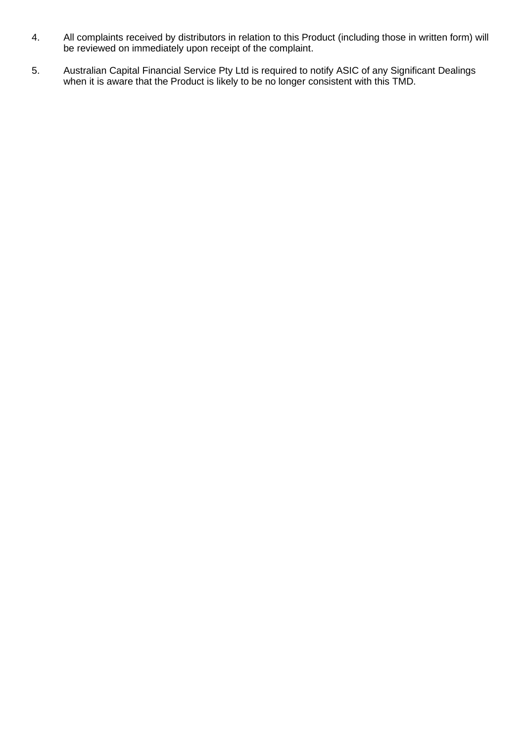4. All complaints received by distributors in relation to this Product (including those in written form) will be reviewed on immediately upon receipt of the complaint.

5. Australian Capital Financial Service Pty Ltd is required to notify ASIC of any Significant Dealings when it is aware that the Product is likely to be no longer consistent with this TMD.